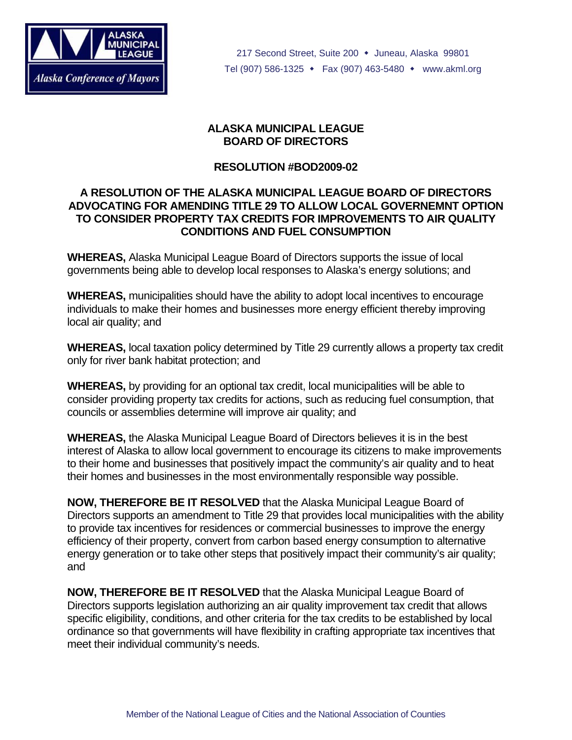217 Second Street, Suite 200 • Juneau, Alaska 99801
Tel (907) 586-1325 • Fax (907) 463-5480 • www.akml.org

## ALASKA MUNICIPAL LEAGUE
## BOARD OF DIRECTORS

## RESOLUTION #BOD2009-02

### A RESOLUTION OF THE ALASKA MUNICIPAL LEAGUE BOARD OF DIRECTORS ADVOCATING FOR AMENDING TITLE 29 TO ALLOW LOCAL GOVERNEMNT OPTION TO CONSIDER PROPERTY TAX CREDITS FOR IMPROVEMENTS TO AIR QUALITY CONDITIONS AND FUEL CONSUMPTION

**WHEREAS,** Alaska Municipal League Board of Directors supports the issue of local governments being able to develop local responses to Alaska's energy solutions; and

**WHEREAS,** municipalities should have the ability to adopt local incentives to encourage individuals to make their homes and businesses more energy efficient thereby improving local air quality; and

**WHEREAS,** local taxation policy determined by Title 29 currently allows a property tax credit only for river bank habitat protection; and

**WHEREAS,** by providing for an optional tax credit, local municipalities will be able to consider providing property tax credits for actions, such as reducing fuel consumption, that councils or assemblies determine will improve air quality; and

**WHEREAS,** the Alaska Municipal League Board of Directors believes it is in the best interest of Alaska to allow local government to encourage its citizens to make improvements to their home and businesses that positively impact the community's air quality and to heat their homes and businesses in the most environmentally responsible way possible.

**NOW, THEREFORE BE IT RESOLVED** that the Alaska Municipal League Board of Directors supports an amendment to Title 29 that provides local municipalities with the ability to provide tax incentives for residences or commercial businesses to improve the energy efficiency of their property, convert from carbon based energy consumption to alternative energy generation or to take other steps that positively impact their community's air quality; and

**NOW, THEREFORE BE IT RESOLVED** that the Alaska Municipal League Board of Directors supports legislation authorizing an air quality improvement tax credit that allows specific eligibility, conditions, and other criteria for the tax credits to be established by local ordinance so that governments will have flexibility in crafting appropriate tax incentives that meet their individual community's needs.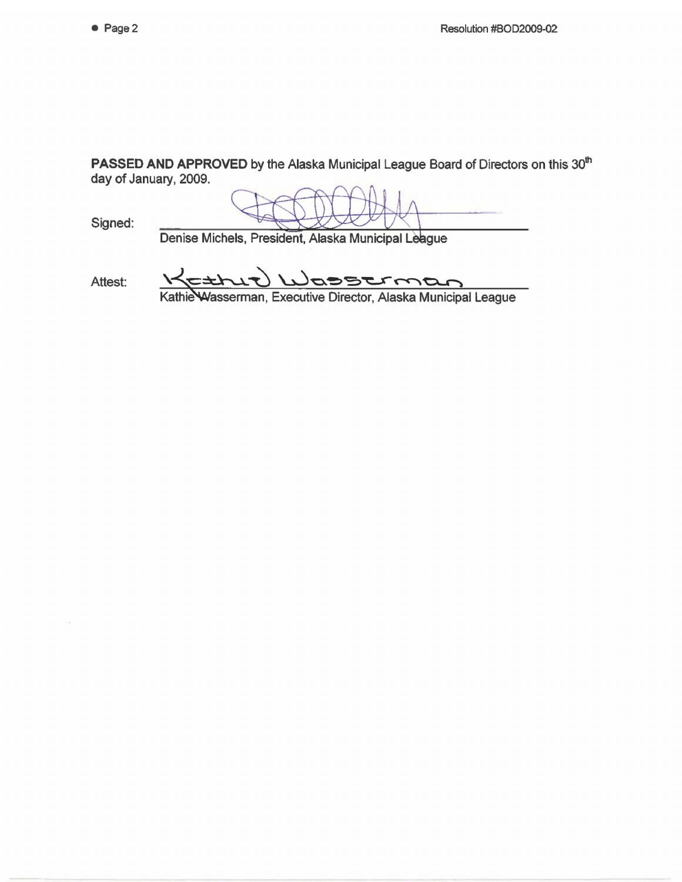**PASSED AND APPROVED** by the Alaska Municipal League Board of Directors on this 30th day of January, 2009.

Signed: ______________________________
Denise Michels, President, Alaska Municipal League

Attest: ______________________________
Kathie Wasserman, Executive Director, Alaska Municipal League